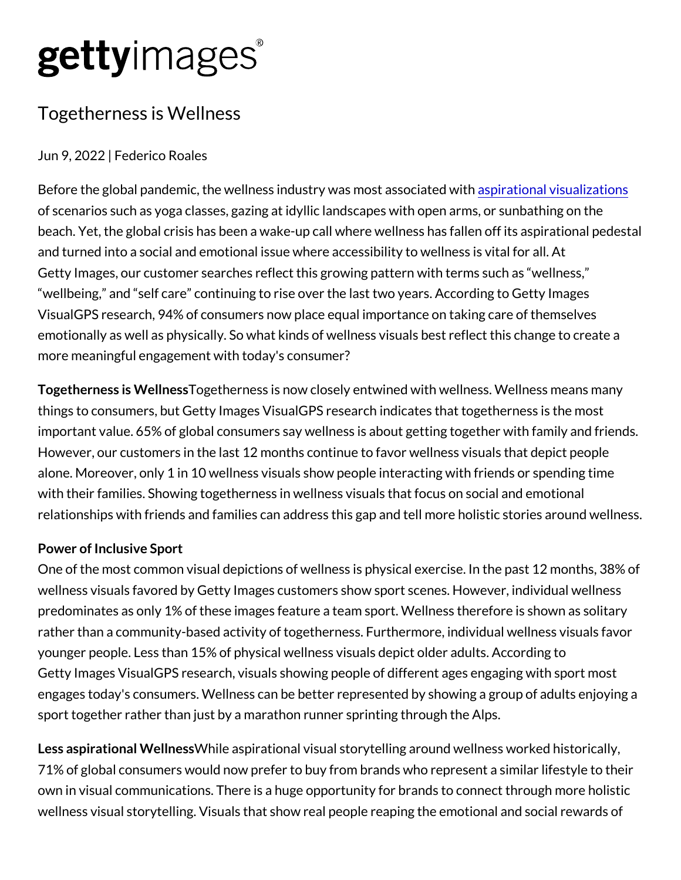gettyimages®

# Togetherness is Wellness

Jun 9, 2022 | Federico Roales

Before the global pandemic, the wellness industry was most associated with [aspirational visualizations] of scenarios such as yoga classes, gazing at idyllic landscapes with open arms, or sunbathing on the beach. Yet, the global crisis has been a wake-up call where wellness has fallen off its aspirational pedestal and turned into a social and emotional issue where accessibility to wellness is vital for all. At Getty Images, our customer searches reflect this growing pattern with terms such as "wellness," "wellbeing," and "self care" continuing to rise over the last two years. According to Getty Images VisualGPS research, 94% of consumers now place equal importance on taking care of themselves emotionally as well as physically. So what kinds of wellness visuals best reflect this change to create a more meaningful engagement with today's consumer?

**Togetherness is Wellness**Togetherness is now closely entwined with wellness. Wellness means many things to consumers, but Getty Images VisualGPS research indicates that togetherness is the most important value. 65% of global consumers say wellness is about getting together with family and friends. However, our customers in the last 12 months continue to favor wellness visuals that depict people alone. Moreover, only 1 in 10 wellness visuals show people interacting with friends or spending time with their families. Showing togetherness in wellness visuals that focus on social and emotional relationships with friends and families can address this gap and tell more holistic stories around wellness.

**Power of Inclusive Sport**
One of the most common visual depictions of wellness is physical exercise. In the past 12 months, 38% of wellness visuals favored by Getty Images customers show sport scenes. However, individual wellness predominates as only 1% of these images feature a team sport. Wellness therefore is shown as solitary rather than a community-based activity of togetherness. Furthermore, individual wellness visuals favor younger people. Less than 15% of physical wellness visuals depict older adults. According to Getty Images VisualGPS research, visuals showing people of different ages engaging with sport most engages today's consumers. Wellness can be better represented by showing a group of adults enjoying a sport together rather than just by a marathon runner sprinting through the Alps.

**Less aspirational Wellness**While aspirational visual storytelling around wellness worked historically, 71% of global consumers would now prefer to buy from brands who represent a similar lifestyle to their own in visual communications. There is a huge opportunity for brands to connect through more holistic wellness visual storytelling. Visuals that show real people reaping the emotional and social rewards of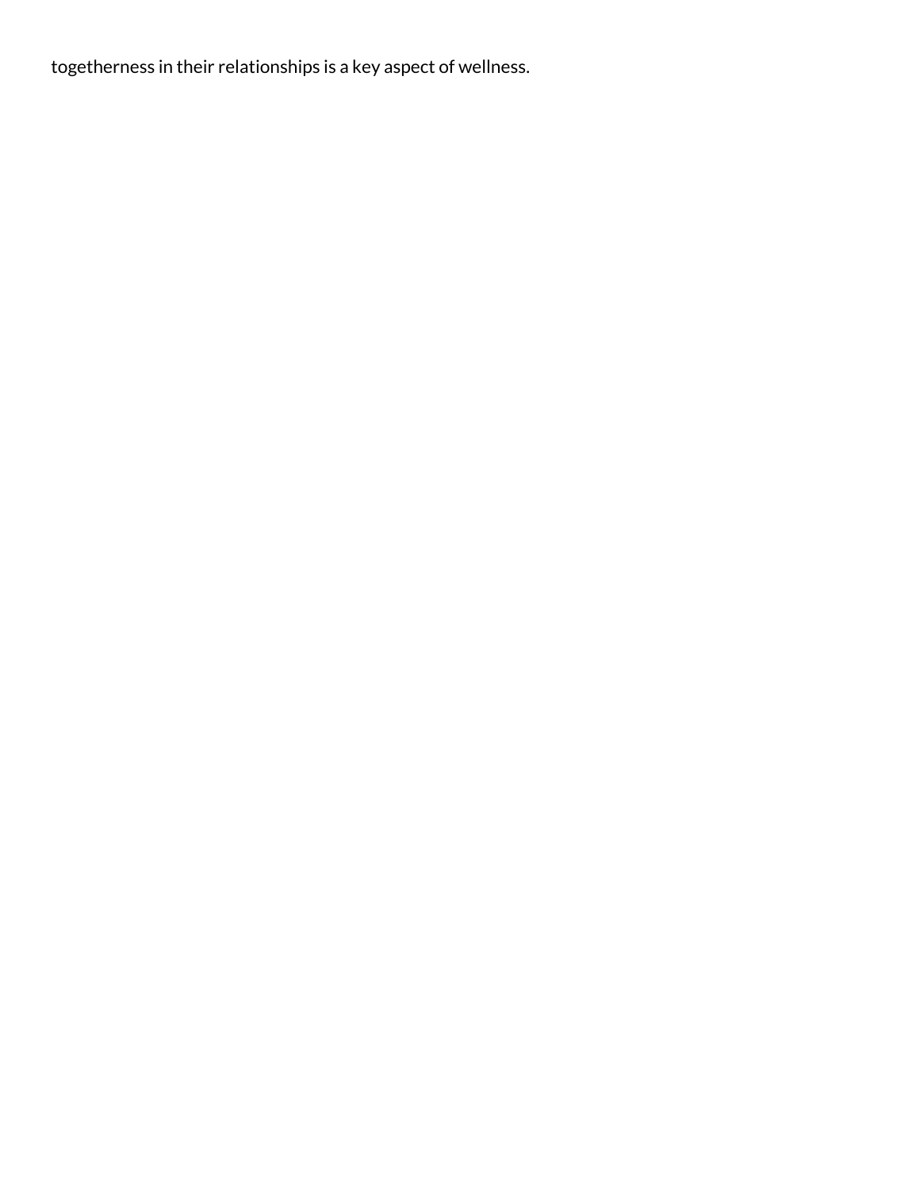togetherness in their relationships is a key aspect of wellness.